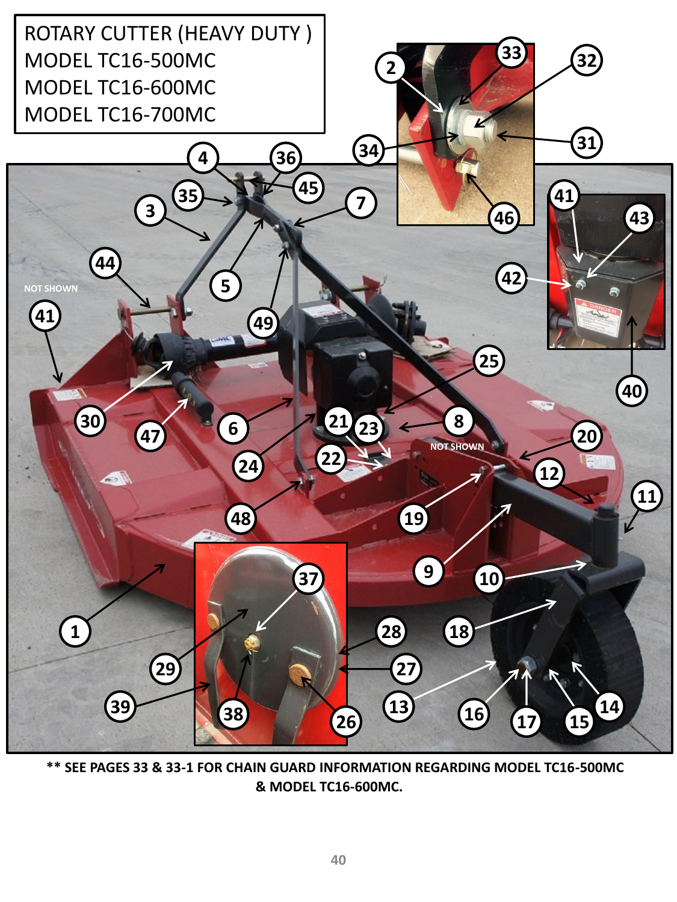ROTARY CUTTER (HEAVY DUTY )
MODEL TC16-500MC
MODEL TC16-600MC
MODEL TC16-700MC

**\*\* SEE PAGES 33 & 33-1 FOR CHAIN GUARD INFORMATION REGARDING MODEL TC16-500MC & MODEL TC16-600MC.**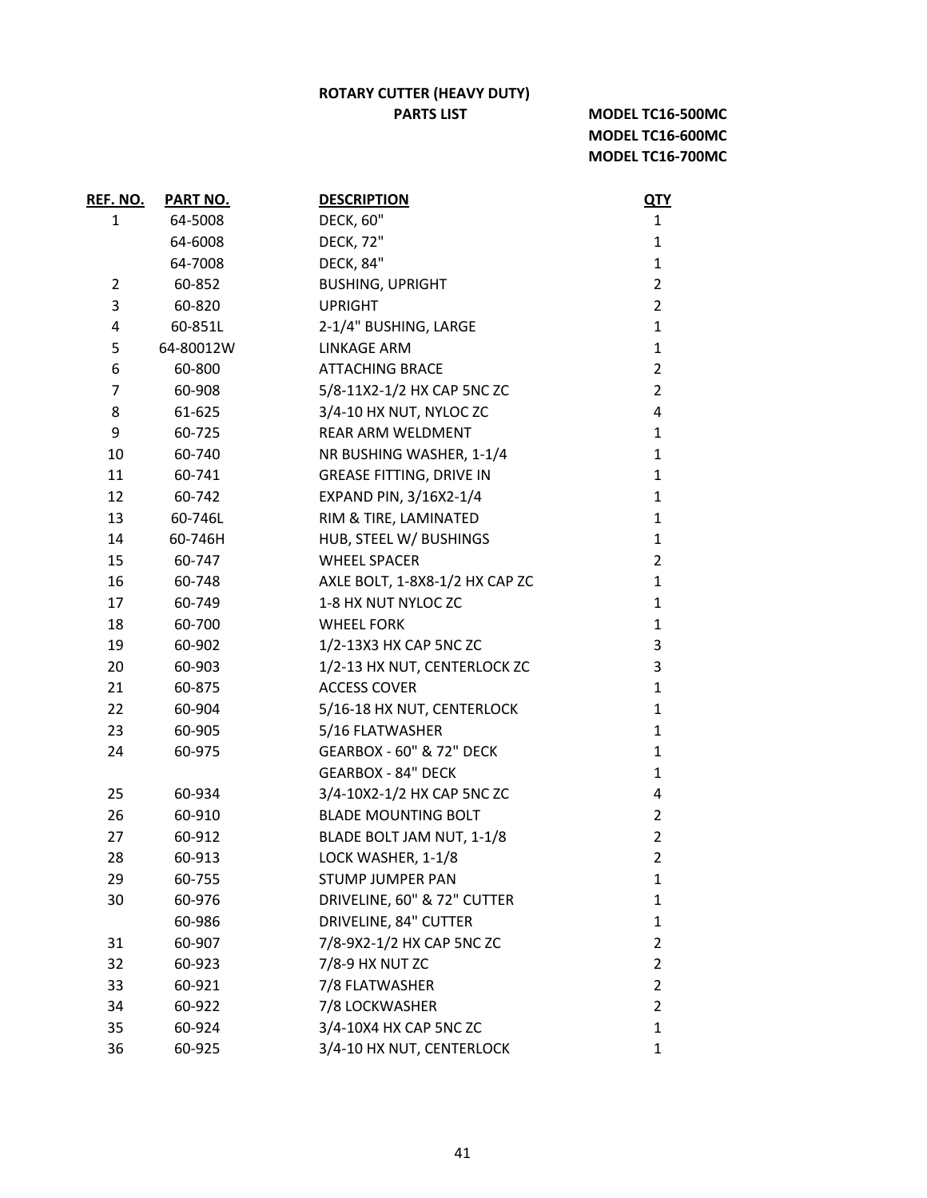**ROTARY CUTTER (HEAVY DUTY)**

**PARTS LIST**

**MODEL TC16-500MC**
**MODEL TC16-600MC**
**MODEL TC16-700MC**

| REF. NO. | PART NO. | DESCRIPTION | QTY |
|---|---|---|---|
| 1 | 64-5008 | DECK, 60" | 1 |
| | 64-6008 | DECK, 72" | 1 |
| | 64-7008 | DECK, 84" | 1 |
| 2 | 60-852 | BUSHING, UPRIGHT | 2 |
| 3 | 60-820 | UPRIGHT | 2 |
| 4 | 60-851L | 2-1/4" BUSHING, LARGE | 1 |
| 5 | 64-80012W | LINKAGE ARM | 1 |
| 6 | 60-800 | ATTACHING BRACE | 2 |
| 7 | 60-908 | 5/8-11X2-1/2 HX CAP 5NC ZC | 2 |
| 8 | 61-625 | 3/4-10 HX NUT, NYLOC ZC | 4 |
| 9 | 60-725 | REAR ARM WELDMENT | 1 |
| 10 | 60-740 | NR BUSHING WASHER, 1-1/4 | 1 |
| 11 | 60-741 | GREASE FITTING, DRIVE IN | 1 |
| 12 | 60-742 | EXPAND PIN, 3/16X2-1/4 | 1 |
| 13 | 60-746L | RIM & TIRE, LAMINATED | 1 |
| 14 | 60-746H | HUB, STEEL W/ BUSHINGS | 1 |
| 15 | 60-747 | WHEEL SPACER | 2 |
| 16 | 60-748 | AXLE BOLT, 1-8X8-1/2 HX CAP ZC | 1 |
| 17 | 60-749 | 1-8 HX NUT NYLOC ZC | 1 |
| 18 | 60-700 | WHEEL FORK | 1 |
| 19 | 60-902 | 1/2-13X3 HX CAP 5NC ZC | 3 |
| 20 | 60-903 | 1/2-13 HX NUT, CENTERLOCK ZC | 3 |
| 21 | 60-875 | ACCESS COVER | 1 |
| 22 | 60-904 | 5/16-18 HX NUT, CENTERLOCK | 1 |
| 23 | 60-905 | 5/16 FLATWASHER | 1 |
| 24 | 60-975 | GEARBOX - 60" & 72" DECK | 1 |
| | | GEARBOX - 84" DECK | 1 |
| 25 | 60-934 | 3/4-10X2-1/2 HX CAP 5NC ZC | 4 |
| 26 | 60-910 | BLADE MOUNTING BOLT | 2 |
| 27 | 60-912 | BLADE BOLT JAM NUT, 1-1/8 | 2 |
| 28 | 60-913 | LOCK WASHER, 1-1/8 | 2 |
| 29 | 60-755 | STUMP JUMPER PAN | 1 |
| 30 | 60-976 | DRIVELINE, 60" & 72" CUTTER | 1 |
| | 60-986 | DRIVELINE, 84" CUTTER | 1 |
| 31 | 60-907 | 7/8-9X2-1/2 HX CAP 5NC ZC | 2 |
| 32 | 60-923 | 7/8-9 HX NUT ZC | 2 |
| 33 | 60-921 | 7/8 FLATWASHER | 2 |
| 34 | 60-922 | 7/8 LOCKWASHER | 2 |
| 35 | 60-924 | 3/4-10X4 HX CAP 5NC ZC | 1 |
| 36 | 60-925 | 3/4-10 HX NUT, CENTERLOCK | 1 |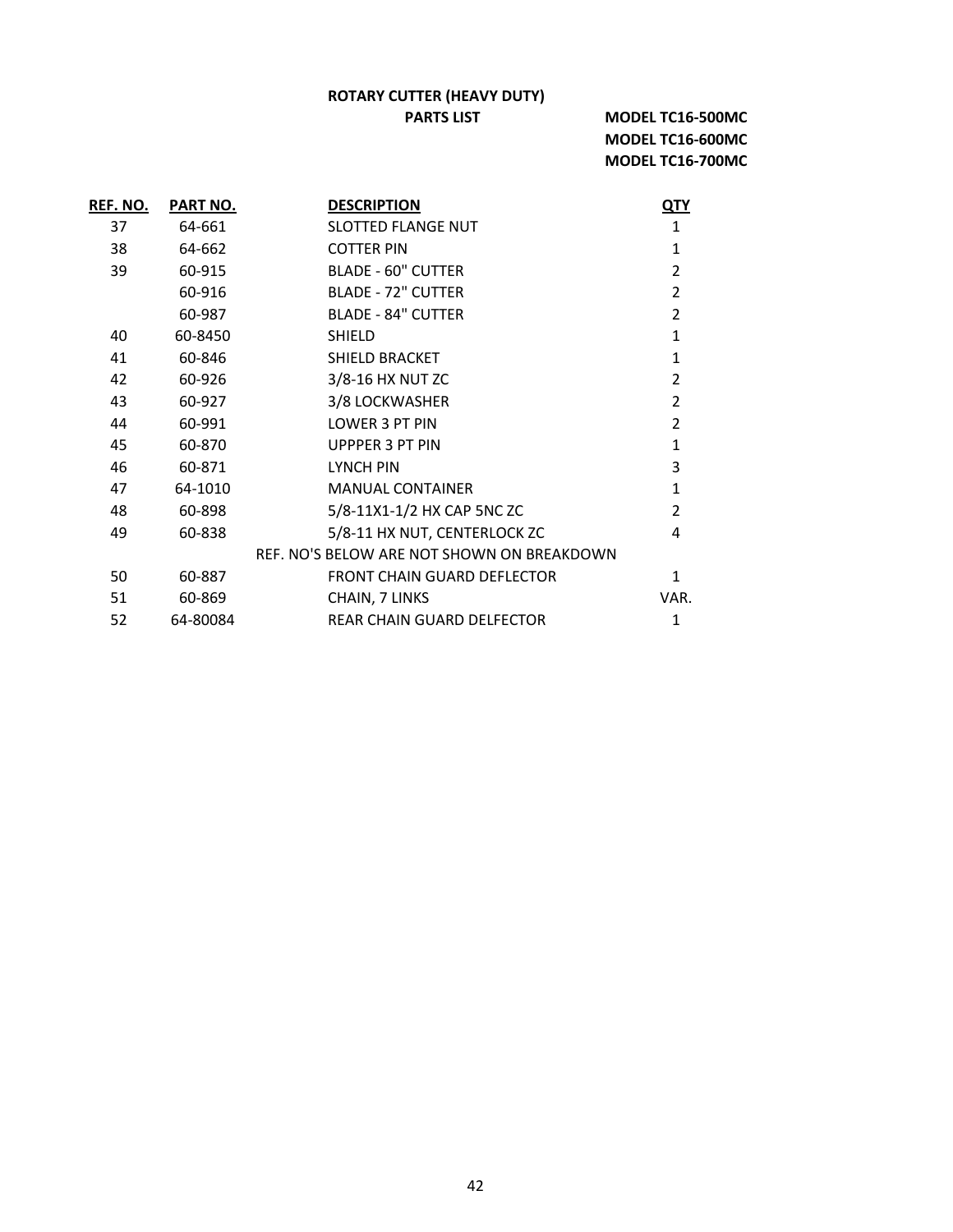**ROTARY CUTTER (HEAVY DUTY)**

**PARTS LIST**

**MODEL TC16-500MC**
**MODEL TC16-600MC**
**MODEL TC16-700MC**

| REF. NO. | PART NO. | DESCRIPTION | QTY |
|---|---|---|---|
| 37 | 64-661 | SLOTTED FLANGE NUT | 1 |
| 38 | 64-662 | COTTER PIN | 1 |
| 39 | 60-915 | BLADE - 60" CUTTER | 2 |
| | 60-916 | BLADE - 72" CUTTER | 2 |
| | 60-987 | BLADE - 84" CUTTER | 2 |
| 40 | 60-8450 | SHIELD | 1 |
| 41 | 60-846 | SHIELD BRACKET | 1 |
| 42 | 60-926 | 3/8-16 HX NUT ZC | 2 |
| 43 | 60-927 | 3/8 LOCKWASHER | 2 |
| 44 | 60-991 | LOWER 3 PT PIN | 2 |
| 45 | 60-870 | UPPPER 3 PT PIN | 1 |
| 46 | 60-871 | LYNCH PIN | 3 |
| 47 | 64-1010 | MANUAL CONTAINER | 1 |
| 48 | 60-898 | 5/8-11X1-1/2 HX CAP 5NC ZC | 2 |
| 49 | 60-838 | 5/8-11 HX NUT, CENTERLOCK ZC | 4 |
| | | REF. NO'S BELOW ARE NOT SHOWN ON BREAKDOWN | |
| 50 | 60-887 | FRONT CHAIN GUARD DEFLECTOR | 1 |
| 51 | 60-869 | CHAIN, 7 LINKS | VAR. |
| 52 | 64-80084 | REAR CHAIN GUARD DELFECTOR | 1 |